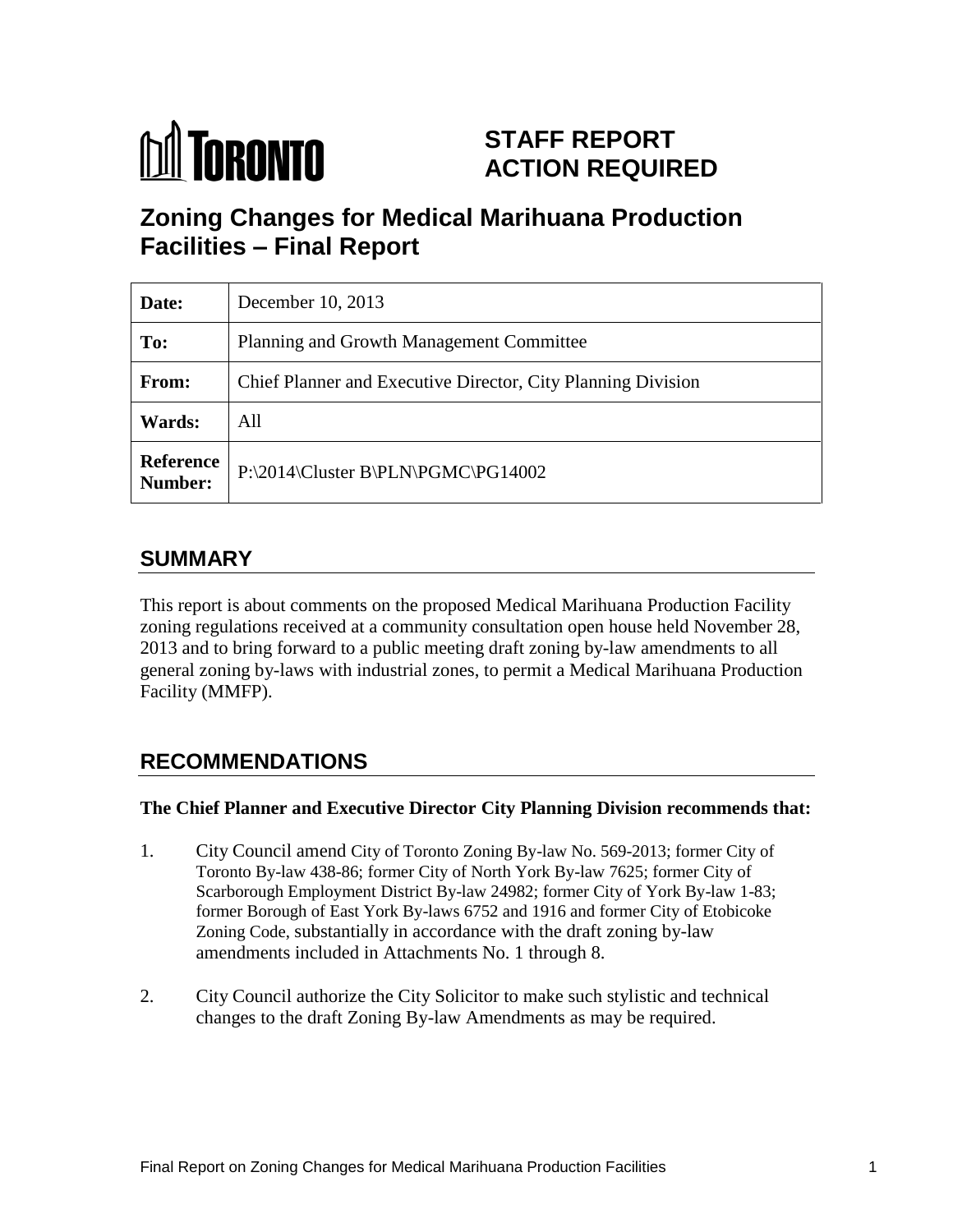TORONTO

# STAFF REPORT ACTION REQUIRED

# Zoning Changes for Medical Marihuana Production Facilities – Final Report

| | |
|---|---|
| **Date:** | December 10, 2013 |
| **To:** | Planning and Growth Management Committee |
| **From:** | Chief Planner and Executive Director, City Planning Division |
| **Wards:** | All |
| **Reference Number:** | P:\2014\Cluster B\PLN\PGMC\PG14002 |

## SUMMARY

This report is about comments on the proposed Medical Marihuana Production Facility zoning regulations received at a community consultation open house held November 28, 2013 and to bring forward to a public meeting draft zoning by-law amendments to all general zoning by-laws with industrial zones, to permit a Medical Marihuana Production Facility (MMFP).

## RECOMMENDATIONS

**The Chief Planner and Executive Director City Planning Division recommends that:**

1. City Council amend City of Toronto Zoning By-law No. 569-2013; former City of Toronto By-law 438-86; former City of North York By-law 7625; former City of Scarborough Employment District By-law 24982; former City of York By-law 1-83; former Borough of East York By-laws 6752 and 1916 and former City of Etobicoke Zoning Code, substantially in accordance with the draft zoning by-law amendments included in Attachments No. 1 through 8.

2. City Council authorize the City Solicitor to make such stylistic and technical changes to the draft Zoning By-law Amendments as may be required.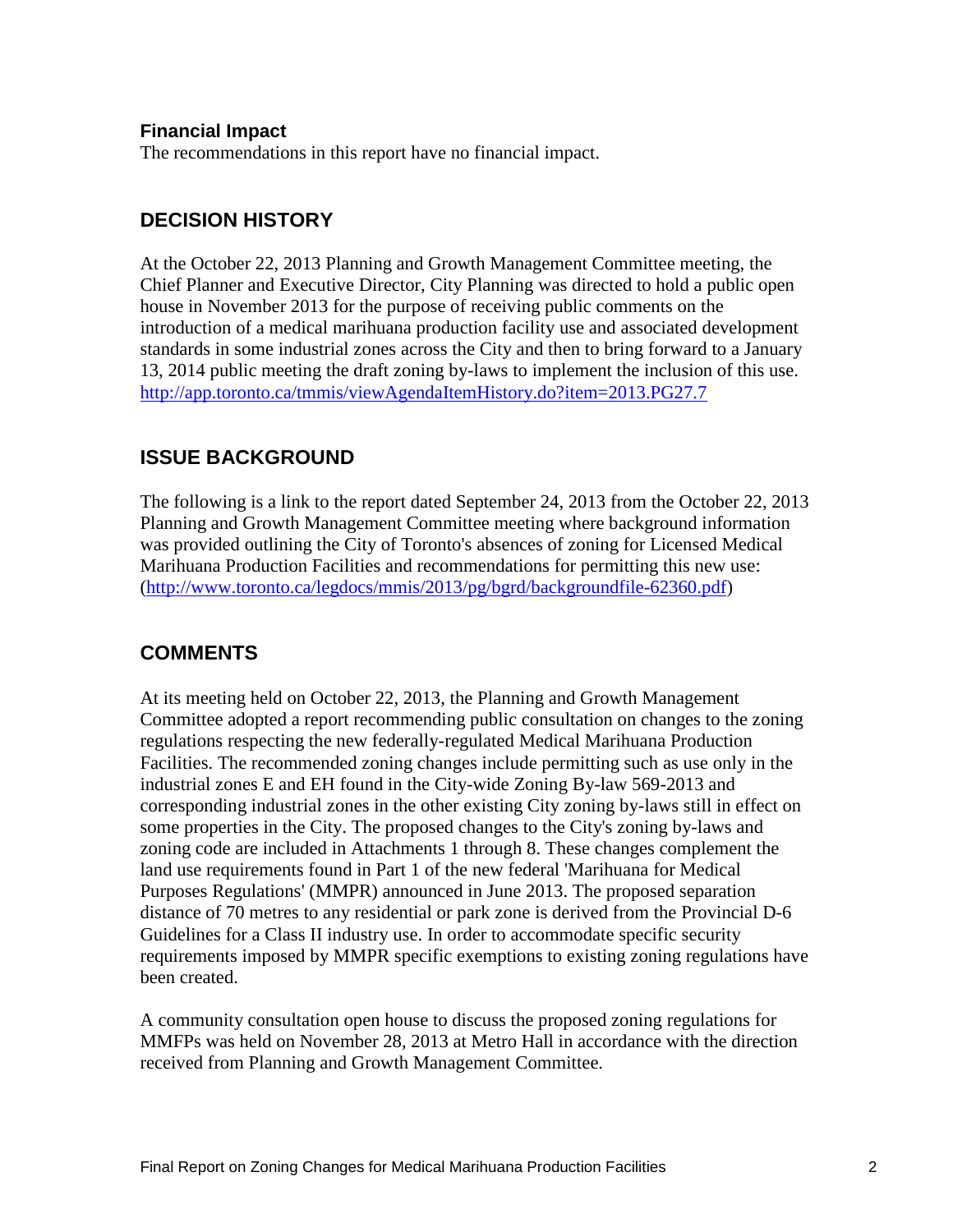### Financial Impact

The recommendations in this report have no financial impact.

## DECISION HISTORY

At the October 22, 2013 Planning and Growth Management Committee meeting, the Chief Planner and Executive Director, City Planning was directed to hold a public open house in November 2013 for the purpose of receiving public comments on the introduction of a medical marihuana production facility use and associated development standards in some industrial zones across the City and then to bring forward to a January 13, 2014 public meeting the draft zoning by-laws to implement the inclusion of this use. http://app.toronto.ca/tmmis/viewAgendaItemHistory.do?item=2013.PG27.7

## ISSUE BACKGROUND

The following is a link to the report dated September 24, 2013 from the October 22, 2013 Planning and Growth Management Committee meeting where background information was provided outlining the City of Toronto's absences of zoning for Licensed Medical Marihuana Production Facilities and recommendations for permitting this new use: (http://www.toronto.ca/legdocs/mmis/2013/pg/bgrd/backgroundfile-62360.pdf)

## COMMENTS

At its meeting held on October 22, 2013, the Planning and Growth Management Committee adopted a report recommending public consultation on changes to the zoning regulations respecting the new federally-regulated Medical Marihuana Production Facilities. The recommended zoning changes include permitting such as use only in the industrial zones E and EH found in the City-wide Zoning By-law 569-2013 and corresponding industrial zones in the other existing City zoning by-laws still in effect on some properties in the City. The proposed changes to the City's zoning by-laws and zoning code are included in Attachments 1 through 8. These changes complement the land use requirements found in Part 1 of the new federal 'Marihuana for Medical Purposes Regulations' (MMPR) announced in June 2013. The proposed separation distance of 70 metres to any residential or park zone is derived from the Provincial D-6 Guidelines for a Class II industry use. In order to accommodate specific security requirements imposed by MMPR specific exemptions to existing zoning regulations have been created.

A community consultation open house to discuss the proposed zoning regulations for MMFPs was held on November 28, 2013 at Metro Hall in accordance with the direction received from Planning and Growth Management Committee.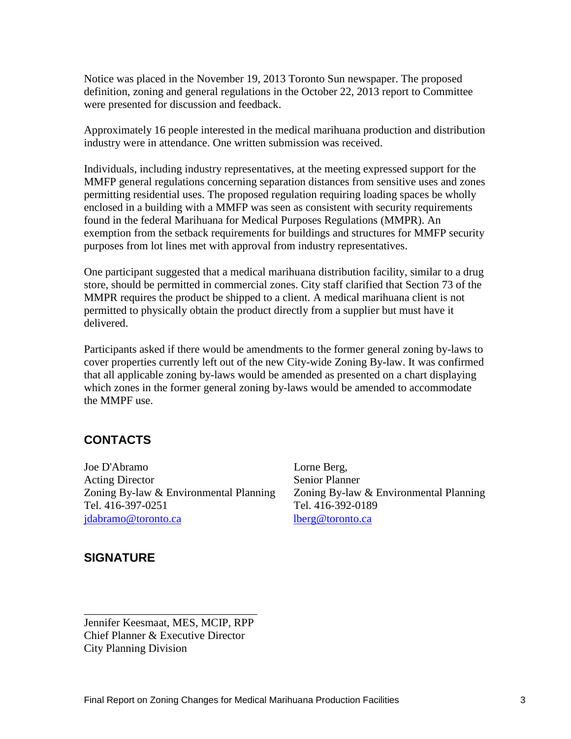Notice was placed in the November 19, 2013 Toronto Sun newspaper. The proposed definition, zoning and general regulations in the October 22, 2013 report to Committee were presented for discussion and feedback.

Approximately 16 people interested in the medical marihuana production and distribution industry were in attendance. One written submission was received.

Individuals, including industry representatives, at the meeting expressed support for the MMFP general regulations concerning separation distances from sensitive uses and zones permitting residential uses. The proposed regulation requiring loading spaces be wholly enclosed in a building with a MMFP was seen as consistent with security requirements found in the federal Marihuana for Medical Purposes Regulations (MMPR). An exemption from the setback requirements for buildings and structures for MMFP security purposes from lot lines met with approval from industry representatives.

One participant suggested that a medical marihuana distribution facility, similar to a drug store, should be permitted in commercial zones. City staff clarified that Section 73 of the MMPR requires the product be shipped to a client. A medical marihuana client is not permitted to physically obtain the product directly from a supplier but must have it delivered.

Participants asked if there would be amendments to the former general zoning by-laws to cover properties currently left out of the new City-wide Zoning By-law. It was confirmed that all applicable zoning by-laws would be amended as presented on a chart displaying which zones in the former general zoning by-laws would be amended to accommodate the MMPF use.

## CONTACTS

Joe D'Abramo
Acting Director
Zoning By-law & Environmental Planning
Tel. 416-397-0251
jdabramo@toronto.ca

Lorne Berg,
Senior Planner
Zoning By-law & Environmental Planning
Tel. 416-392-0189
lberg@toronto.ca

## SIGNATURE

_______________________________

Jennifer Keesmaat, MES, MCIP, RPP
Chief Planner & Executive Director
City Planning Division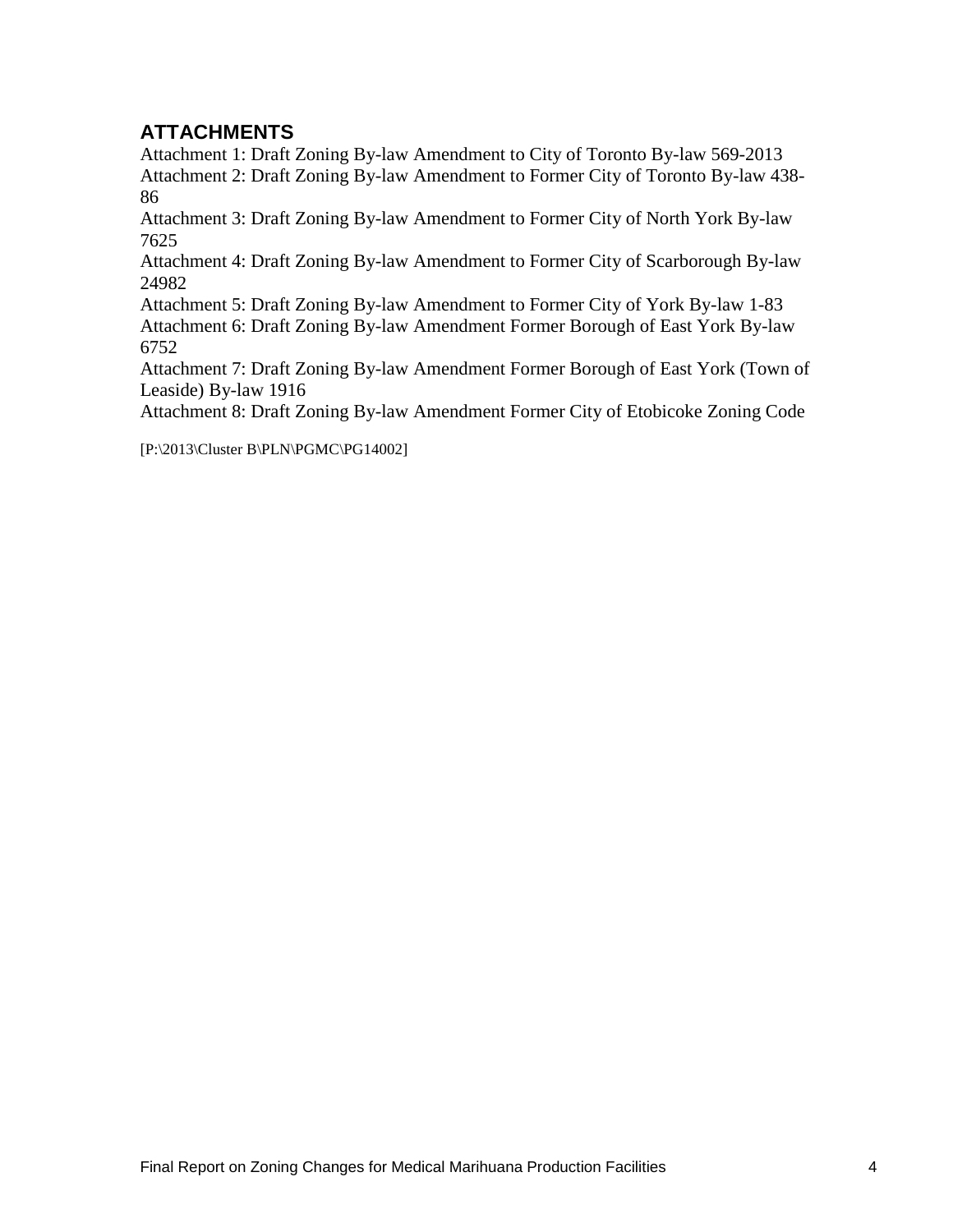## ATTACHMENTS

Attachment 1: Draft Zoning By-law Amendment to City of Toronto By-law 569-2013
Attachment 2: Draft Zoning By-law Amendment to Former City of Toronto By-law 438-86
Attachment 3: Draft Zoning By-law Amendment to Former City of North York By-law 7625
Attachment 4: Draft Zoning By-law Amendment to Former City of Scarborough By-law 24982
Attachment 5: Draft Zoning By-law Amendment to Former City of York By-law 1-83
Attachment 6: Draft Zoning By-law Amendment Former Borough of East York By-law 6752
Attachment 7: Draft Zoning By-law Amendment Former Borough of East York (Town of Leaside) By-law 1916
Attachment 8: Draft Zoning By-law Amendment Former City of Etobicoke Zoning Code

[P:\2013\Cluster B\PLN\PGMC\PG14002]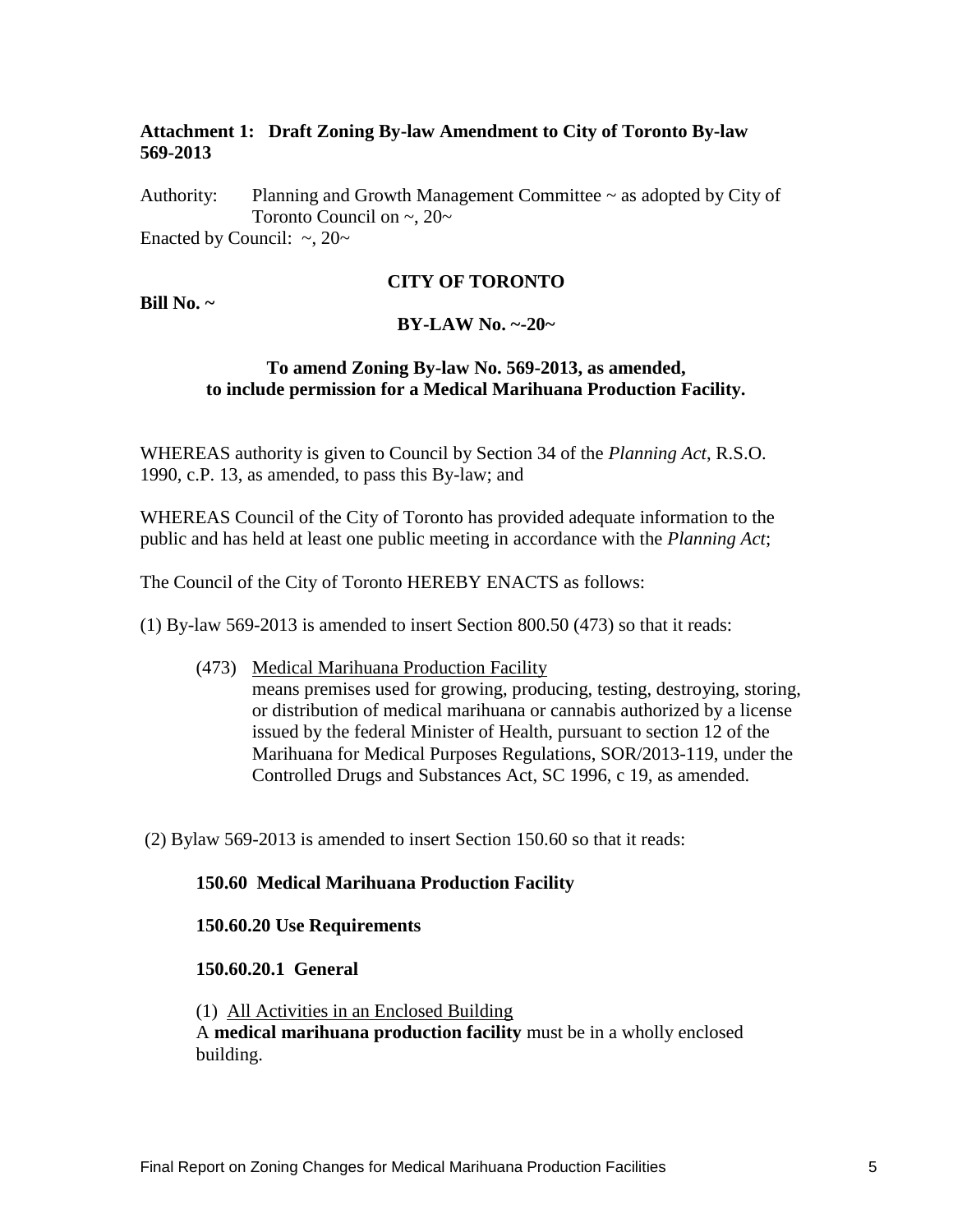**Attachment 1: Draft Zoning By-law Amendment to City of Toronto By-law 569-2013**

Authority: Planning and Growth Management Committee ~ as adopted by City of Toronto Council on ~, 20~

Enacted by Council: ~, 20~

**CITY OF TORONTO**

**Bill No. ~**

**BY-LAW No. ~-20~**

**To amend Zoning By-law No. 569-2013, as amended, to include permission for a Medical Marihuana Production Facility.**

WHEREAS authority is given to Council by Section 34 of the *Planning Act*, R.S.O. 1990, c.P. 13, as amended, to pass this By-law; and

WHEREAS Council of the City of Toronto has provided adequate information to the public and has held at least one public meeting in accordance with the *Planning Act*;

The Council of the City of Toronto HEREBY ENACTS as follows:

(1) By-law 569-2013 is amended to insert Section 800.50 (473) so that it reads:

> (473) Medical Marihuana Production Facility
> means premises used for growing, producing, testing, destroying, storing, or distribution of medical marihuana or cannabis authorized by a license issued by the federal Minister of Health, pursuant to section 12 of the Marihuana for Medical Purposes Regulations, SOR/2013-119, under the Controlled Drugs and Substances Act, SC 1996, c 19, as amended.

(2) Bylaw 569-2013 is amended to insert Section 150.60 so that it reads:

**150.60 Medical Marihuana Production Facility**

**150.60.20 Use Requirements**

**150.60.20.1 General**

(1) All Activities in an Enclosed Building
A **medical marihuana production facility** must be in a wholly enclosed building.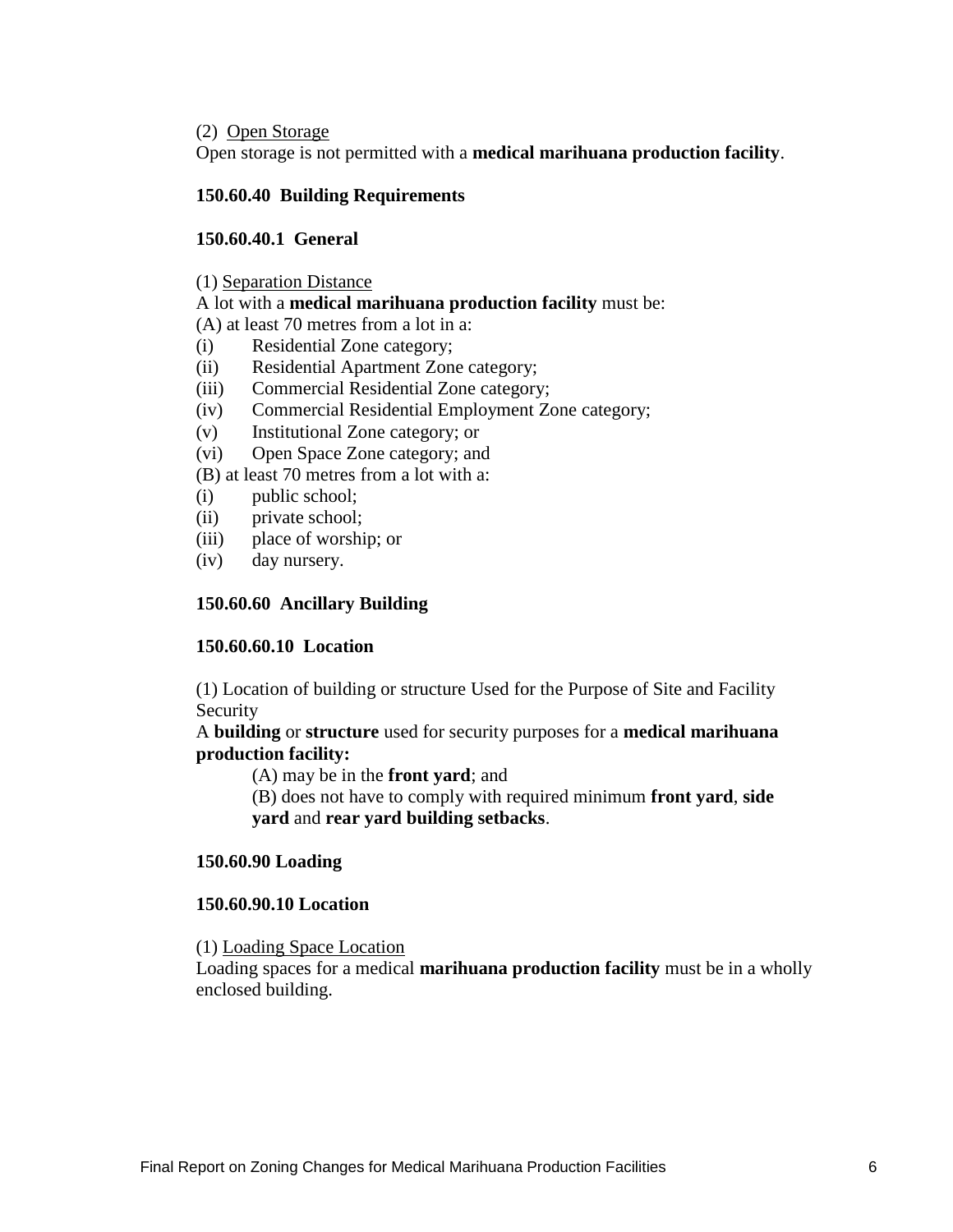(2) Open Storage

Open storage is not permitted with a **medical marihuana production facility**.

**150.60.40 Building Requirements**

**150.60.40.1 General**

(1) Separation Distance

A lot with a **medical marihuana production facility** must be:

(A) at least 70 metres from a lot in a:

(i) Residential Zone category;
(ii) Residential Apartment Zone category;
(iii) Commercial Residential Zone category;
(iv) Commercial Residential Employment Zone category;
(v) Institutional Zone category; or
(vi) Open Space Zone category; and

(B) at least 70 metres from a lot with a:

(i) public school;
(ii) private school;
(iii) place of worship; or
(iv) day nursery.

**150.60.60 Ancillary Building**

**150.60.60.10 Location**

(1) Location of building or structure Used for the Purpose of Site and Facility Security

A **building** or **structure** used for security purposes for a **medical marihuana production facility:**

(A) may be in the **front yard**; and

(B) does not have to comply with required minimum **front yard**, **side yard** and **rear yard building setbacks**.

**150.60.90 Loading**

**150.60.90.10 Location**

(1) Loading Space Location

Loading spaces for a medical **marihuana production facility** must be in a wholly enclosed building.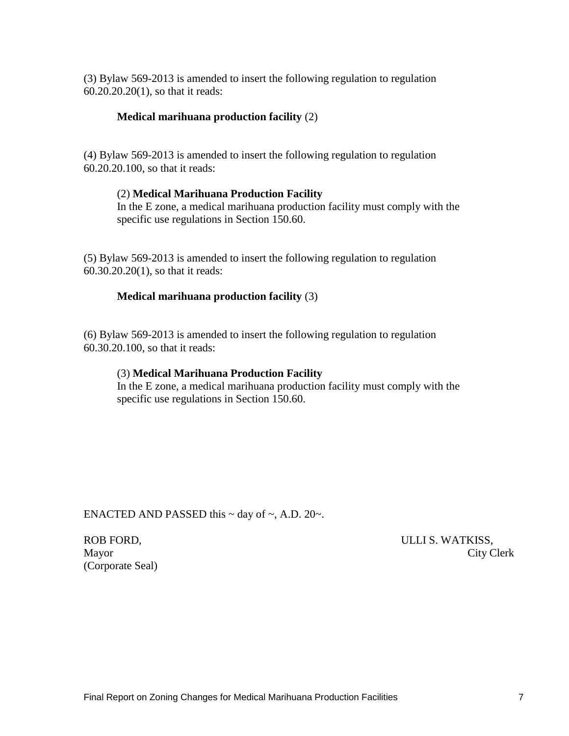(3) Bylaw 569-2013 is amended to insert the following regulation to regulation 60.20.20.20(1), so that it reads:

> **Medical marihuana production facility** (2)

(4) Bylaw 569-2013 is amended to insert the following regulation to regulation 60.20.20.100, so that it reads:

> (2) **Medical Marihuana Production Facility**
> In the E zone, a medical marihuana production facility must comply with the specific use regulations in Section 150.60.

(5) Bylaw 569-2013 is amended to insert the following regulation to regulation 60.30.20.20(1), so that it reads:

> **Medical marihuana production facility** (3)

(6) Bylaw 569-2013 is amended to insert the following regulation to regulation 60.30.20.100, so that it reads:

> (3) **Medical Marihuana Production Facility**
> In the E zone, a medical marihuana production facility must comply with the specific use regulations in Section 150.60.

ENACTED AND PASSED this ~ day of ~, A.D. 20~.

ROB FORD,
Mayor
(Corporate Seal)

ULLI S. WATKISS,
City Clerk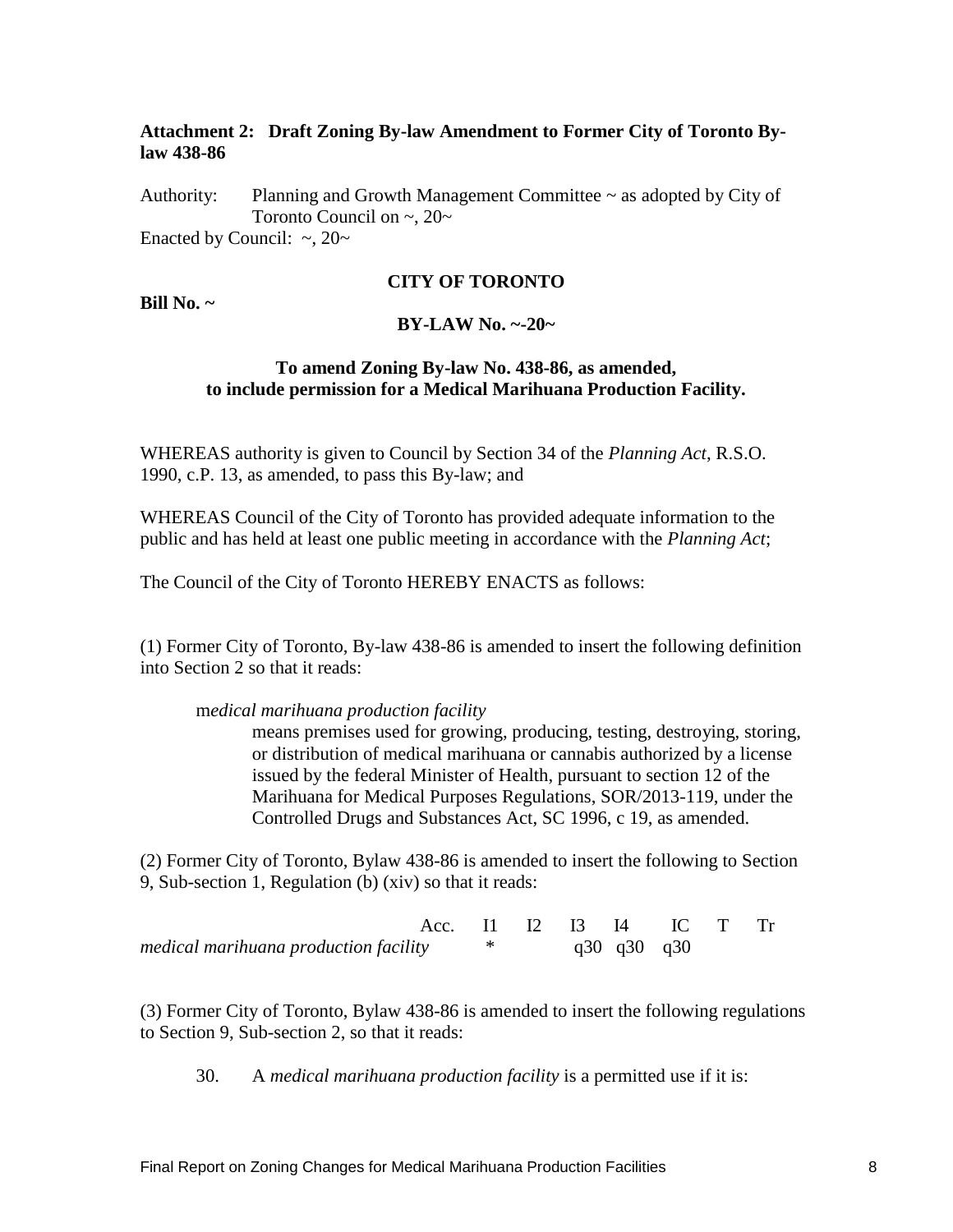**Attachment 2: Draft Zoning By-law Amendment to Former City of Toronto By-law 438-86**

Authority: Planning and Growth Management Committee ~ as adopted by City of Toronto Council on ~, 20~

Enacted by Council: ~, 20~

**CITY OF TORONTO**

**Bill No. ~**

**BY-LAW No. ~-20~**

**To amend Zoning By-law No. 438-86, as amended, to include permission for a Medical Marihuana Production Facility.**

WHEREAS authority is given to Council by Section 34 of the *Planning Act*, R.S.O. 1990, c.P. 13, as amended, to pass this By-law; and

WHEREAS Council of the City of Toronto has provided adequate information to the public and has held at least one public meeting in accordance with the *Planning Act*;

The Council of the City of Toronto HEREBY ENACTS as follows:

(1) Former City of Toronto, By-law 438-86 is amended to insert the following definition into Section 2 so that it reads:

m*edical marihuana production facility*
means premises used for growing, producing, testing, destroying, storing, or distribution of medical marihuana or cannabis authorized by a license issued by the federal Minister of Health, pursuant to section 12 of the Marihuana for Medical Purposes Regulations, SOR/2013-119, under the Controlled Drugs and Substances Act, SC 1996, c 19, as amended.

(2) Former City of Toronto, Bylaw 438-86 is amended to insert the following to Section 9, Sub-section 1, Regulation (b) (xiv) so that it reads:

| | Acc. | I1 | I2 | I3 | I4 | IC | T | Tr |
|---|---|---|---|---|---|---|---|---|
| *medical marihuana production facility* | | * | | q30 | q30 | q30 | | |

(3) Former City of Toronto, Bylaw 438-86 is amended to insert the following regulations to Section 9, Sub-section 2, so that it reads:

30. A *medical marihuana production facility* is a permitted use if it is: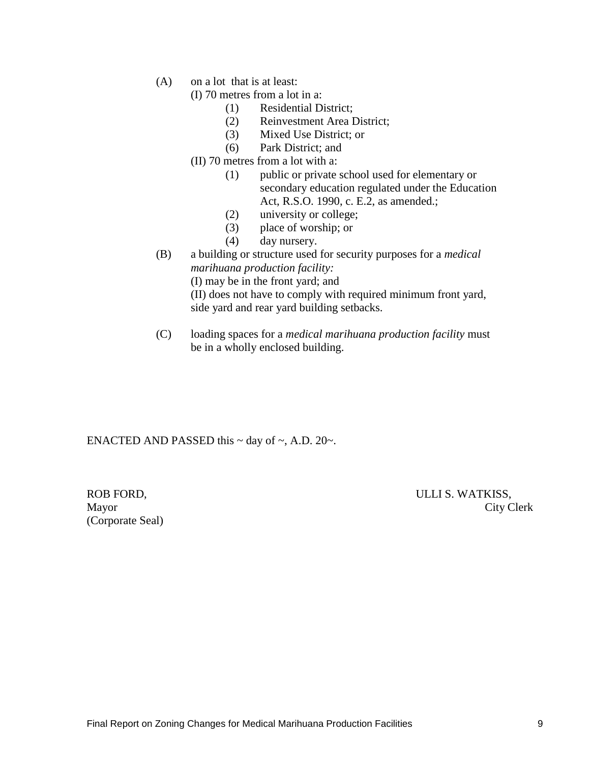(A) on a lot that is at least:

(I) 70 metres from a lot in a:

(1) Residential District;

(2) Reinvestment Area District;

(3) Mixed Use District; or

(6) Park District; and

(II) 70 metres from a lot with a:

(1) public or private school used for elementary or secondary education regulated under the Education Act, R.S.O. 1990, c. E.2, as amended.;

(2) university or college;

(3) place of worship; or

(4) day nursery.

(B) a building or structure used for security purposes for a *medical marihuana production facility:*

(I) may be in the front yard; and

(II) does not have to comply with required minimum front yard, side yard and rear yard building setbacks.

(C) loading spaces for a *medical marihuana production facility* must be in a wholly enclosed building.

ENACTED AND PASSED this ~ day of ~, A.D. 20~.

ROB FORD,
Mayor
(Corporate Seal)

ULLI S. WATKISS,
City Clerk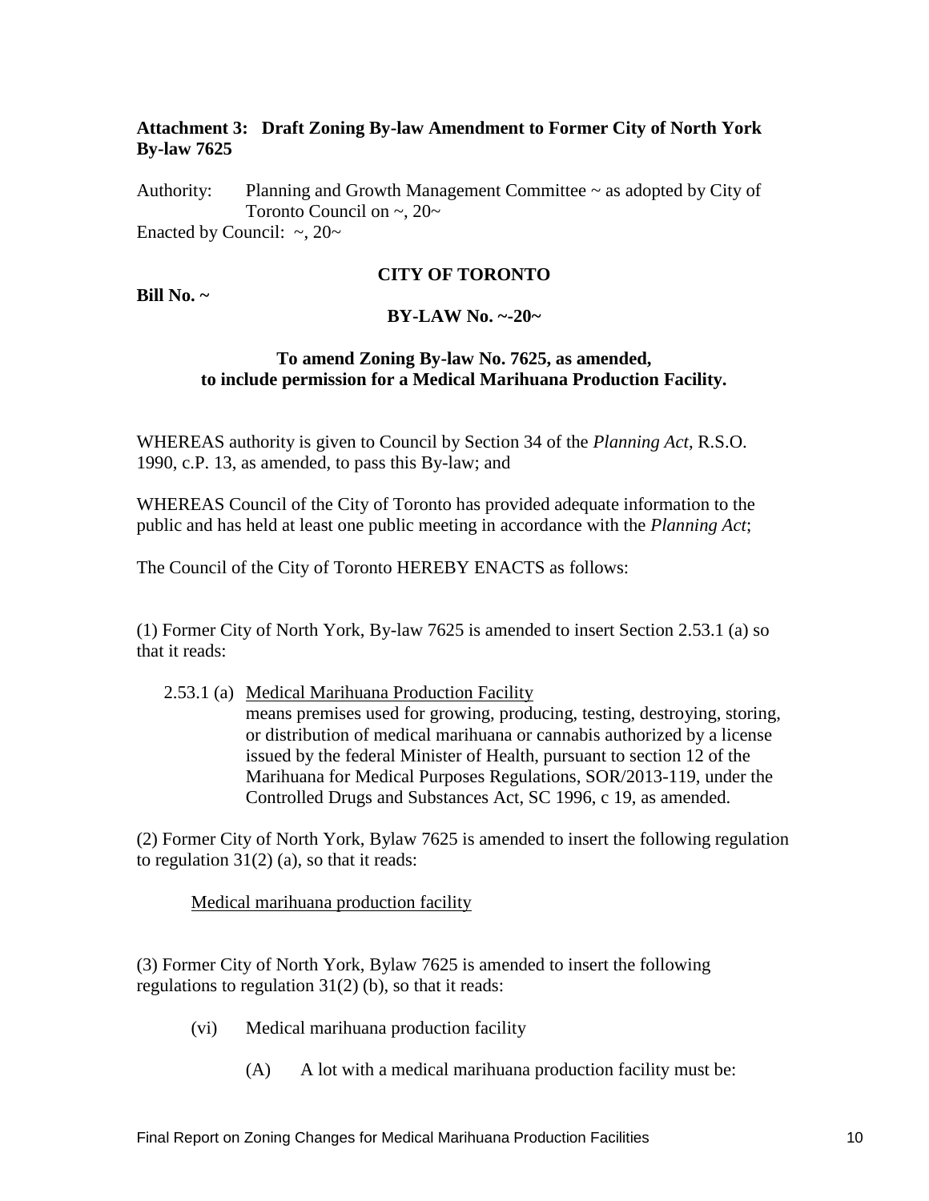**Attachment 3: Draft Zoning By-law Amendment to Former City of North York By-law 7625**

Authority: Planning and Growth Management Committee ~ as adopted by City of Toronto Council on ~, 20~

Enacted by Council: ~, 20~

**CITY OF TORONTO**

**Bill No. ~**

**BY-LAW No. ~-20~**

**To amend Zoning By-law No. 7625, as amended, to include permission for a Medical Marihuana Production Facility.**

WHEREAS authority is given to Council by Section 34 of the *Planning Act*, R.S.O. 1990, c.P. 13, as amended, to pass this By-law; and

WHEREAS Council of the City of Toronto has provided adequate information to the public and has held at least one public meeting in accordance with the *Planning Act*;

The Council of the City of Toronto HEREBY ENACTS as follows:

(1) Former City of North York, By-law 7625 is amended to insert Section 2.53.1 (a) so that it reads:

2.53.1 (a) Medical Marihuana Production Facility
means premises used for growing, producing, testing, destroying, storing, or distribution of medical marihuana or cannabis authorized by a license issued by the federal Minister of Health, pursuant to section 12 of the Marihuana for Medical Purposes Regulations, SOR/2013-119, under the Controlled Drugs and Substances Act, SC 1996, c 19, as amended.

(2) Former City of North York, Bylaw 7625 is amended to insert the following regulation to regulation 31(2) (a), so that it reads:

Medical marihuana production facility

(3) Former City of North York, Bylaw 7625 is amended to insert the following regulations to regulation 31(2) (b), so that it reads:

(vi) Medical marihuana production facility

(A) A lot with a medical marihuana production facility must be: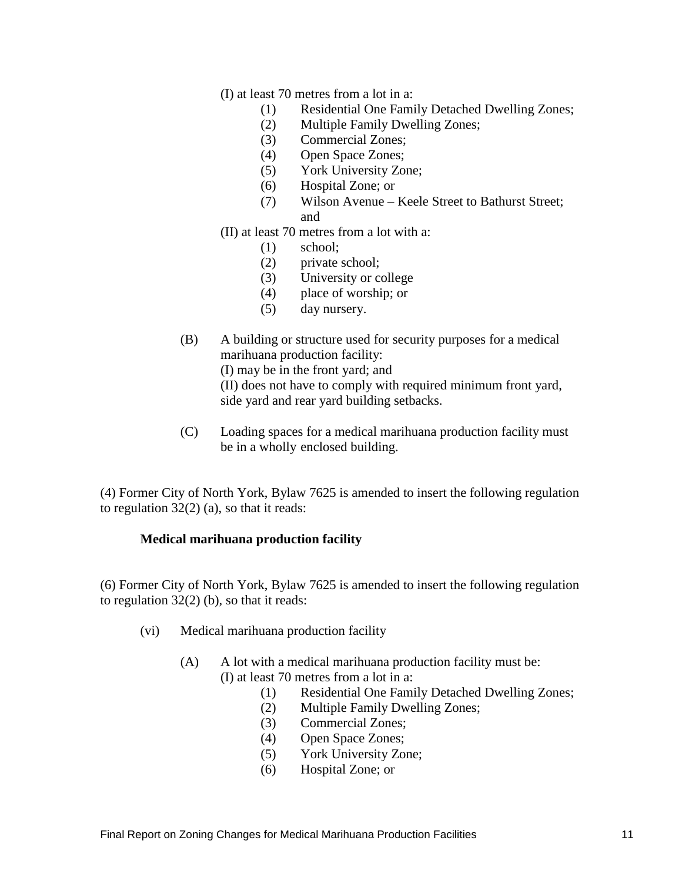(I) at least 70 metres from a lot in a:

- (1) Residential One Family Detached Dwelling Zones;
- (2) Multiple Family Dwelling Zones;
- (3) Commercial Zones;
- (4) Open Space Zones;
- (5) York University Zone;
- (6) Hospital Zone; or
- (7) Wilson Avenue – Keele Street to Bathurst Street; and

(II) at least 70 metres from a lot with a:

- (1) school;
- (2) private school;
- (3) University or college
- (4) place of worship; or
- (5) day nursery.

(B) A building or structure used for security purposes for a medical marihuana production facility:
(I) may be in the front yard; and
(II) does not have to comply with required minimum front yard, side yard and rear yard building setbacks.

(C) Loading spaces for a medical marihuana production facility must be in a wholly enclosed building.

(4) Former City of North York, Bylaw 7625 is amended to insert the following regulation to regulation 32(2) (a), so that it reads:

**Medical marihuana production facility**

(6) Former City of North York, Bylaw 7625 is amended to insert the following regulation to regulation 32(2) (b), so that it reads:

(vi) Medical marihuana production facility

(A) A lot with a medical marihuana production facility must be:
(I) at least 70 metres from a lot in a:

- (1) Residential One Family Detached Dwelling Zones;
- (2) Multiple Family Dwelling Zones;
- (3) Commercial Zones;
- (4) Open Space Zones;
- (5) York University Zone;
- (6) Hospital Zone; or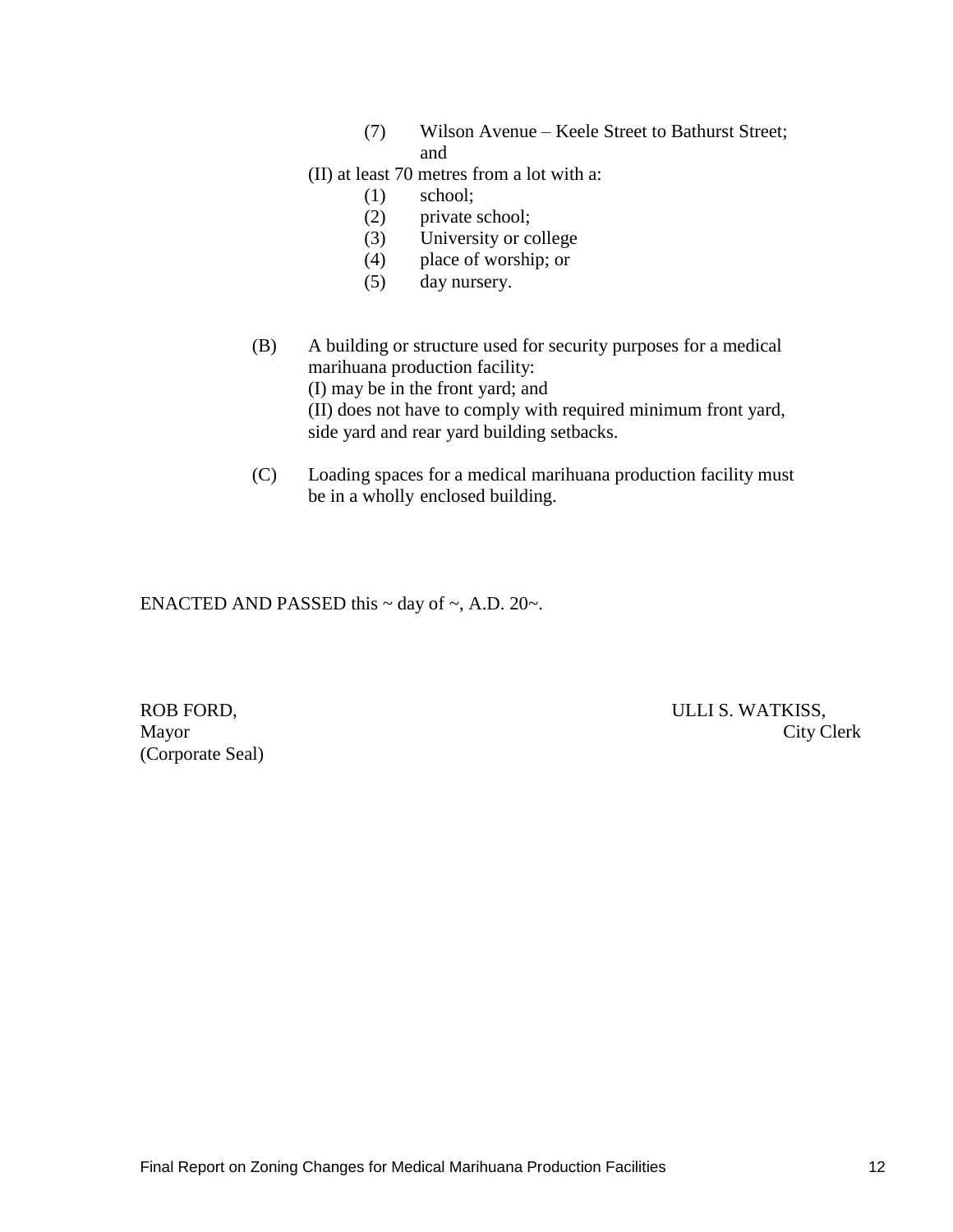(7) Wilson Avenue – Keele Street to Bathurst Street; and

(II) at least 70 metres from a lot with a:

(1) school;
(2) private school;
(3) University or college
(4) place of worship; or
(5) day nursery.

(B) A building or structure used for security purposes for a medical marihuana production facility:
(I) may be in the front yard; and
(II) does not have to comply with required minimum front yard, side yard and rear yard building setbacks.

(C) Loading spaces for a medical marihuana production facility must be in a wholly enclosed building.

ENACTED AND PASSED this ~ day of ~, A.D. 20~.

ROB FORD,
Mayor

ULLI S. WATKISS,
City Clerk

(Corporate Seal)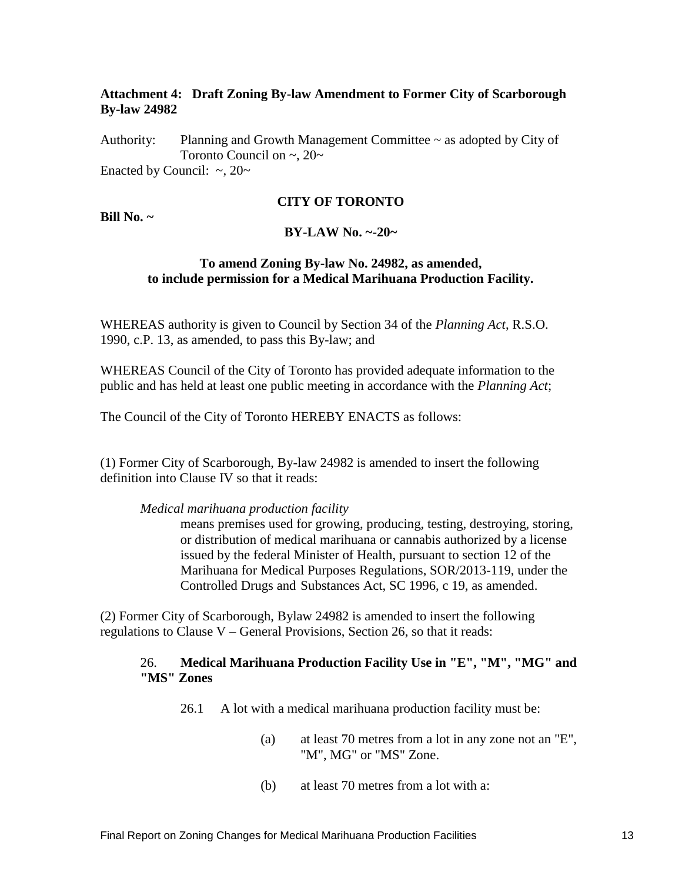**Attachment 4: Draft Zoning By-law Amendment to Former City of Scarborough By-law 24982**

Authority: Planning and Growth Management Committee ~ as adopted by City of Toronto Council on ~, 20~

Enacted by Council: ~, 20~

**CITY OF TORONTO**

**Bill No. ~**

**BY-LAW No. ~-20~**

**To amend Zoning By-law No. 24982, as amended, to include permission for a Medical Marihuana Production Facility.**

WHEREAS authority is given to Council by Section 34 of the *Planning Act*, R.S.O. 1990, c.P. 13, as amended, to pass this By-law; and

WHEREAS Council of the City of Toronto has provided adequate information to the public and has held at least one public meeting in accordance with the *Planning Act*;

The Council of the City of Toronto HEREBY ENACTS as follows:

(1) Former City of Scarborough, By-law 24982 is amended to insert the following definition into Clause IV so that it reads:

> *Medical marihuana production facility*
>
> means premises used for growing, producing, testing, destroying, storing, or distribution of medical marihuana or cannabis authorized by a license issued by the federal Minister of Health, pursuant to section 12 of the Marihuana for Medical Purposes Regulations, SOR/2013-119, under the Controlled Drugs and Substances Act, SC 1996, c 19, as amended.

(2) Former City of Scarborough, Bylaw 24982 is amended to insert the following regulations to Clause V – General Provisions, Section 26, so that it reads:

26. **Medical Marihuana Production Facility Use in "E", "M", "MG" and "MS" Zones**

26.1 A lot with a medical marihuana production facility must be:

(a) at least 70 metres from a lot in any zone not an "E", "M", MG" or "MS" Zone.

(b) at least 70 metres from a lot with a: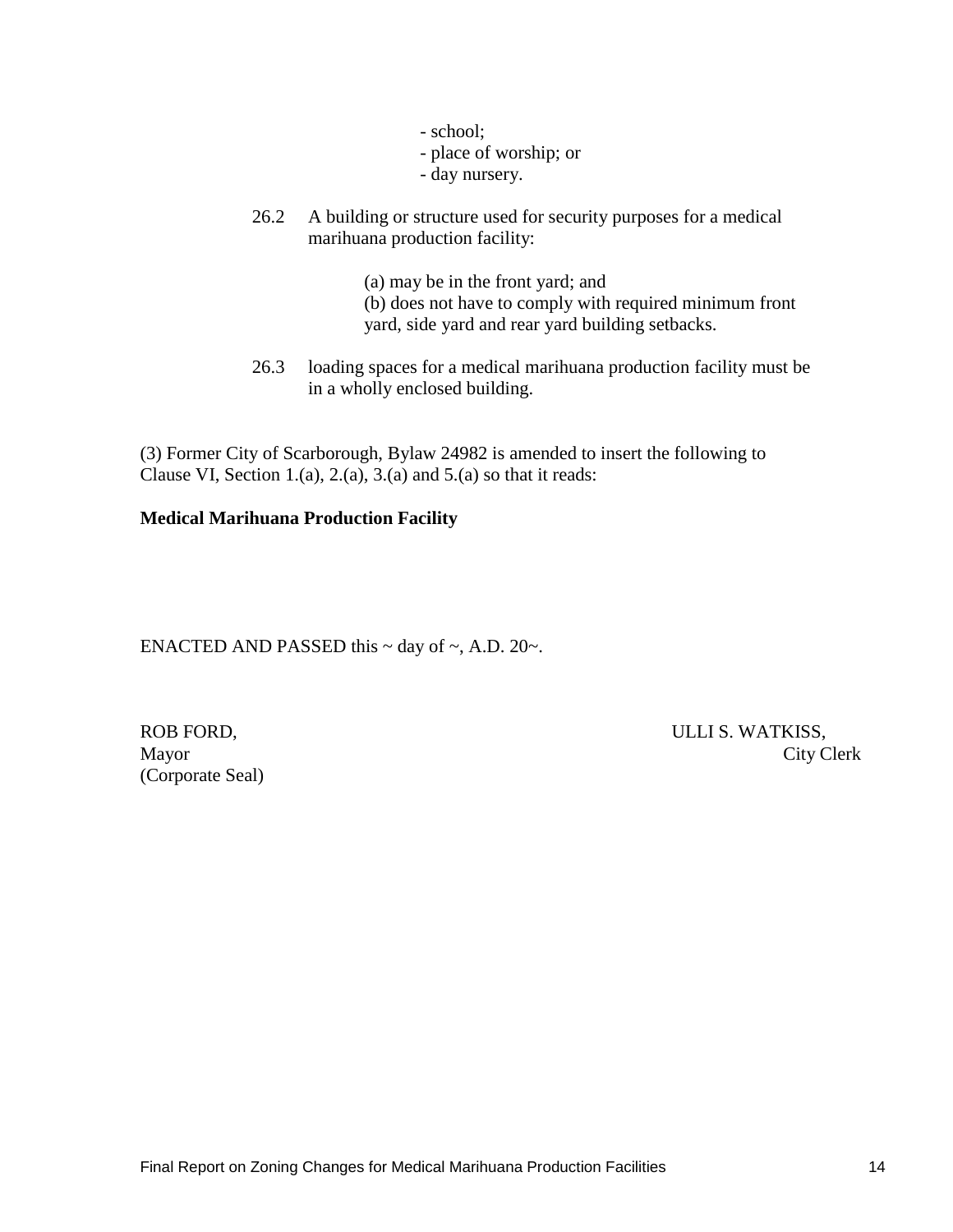- school;
- place of worship; or
- day nursery.

26.2 A building or structure used for security purposes for a medical marihuana production facility:

(a) may be in the front yard; and
(b) does not have to comply with required minimum front yard, side yard and rear yard building setbacks.

26.3 loading spaces for a medical marihuana production facility must be in a wholly enclosed building.

(3) Former City of Scarborough, Bylaw 24982 is amended to insert the following to Clause VI, Section 1.(a), 2.(a), 3.(a) and 5.(a) so that it reads:

**Medical Marihuana Production Facility**

ENACTED AND PASSED this ~ day of ~, A.D. 20~.

ROB FORD,
Mayor
(Corporate Seal)

ULLI S. WATKISS,
City Clerk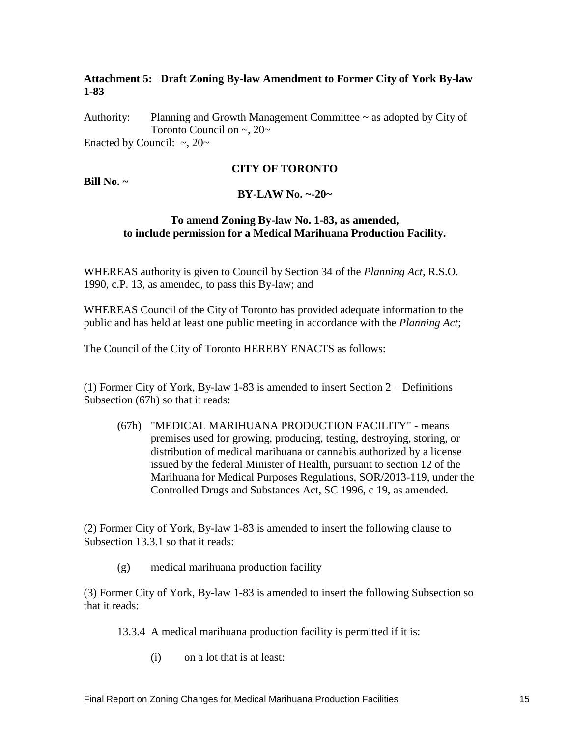**Attachment 5: Draft Zoning By-law Amendment to Former City of York By-law 1-83**

Authority: Planning and Growth Management Committee ~ as adopted by City of Toronto Council on ~, 20~

Enacted by Council: ~, 20~

**CITY OF TORONTO**

**Bill No. ~**

**BY-LAW No. ~-20~**

**To amend Zoning By-law No. 1-83, as amended, to include permission for a Medical Marihuana Production Facility.**

WHEREAS authority is given to Council by Section 34 of the *Planning Act*, R.S.O. 1990, c.P. 13, as amended, to pass this By-law; and

WHEREAS Council of the City of Toronto has provided adequate information to the public and has held at least one public meeting in accordance with the *Planning Act*;

The Council of the City of Toronto HEREBY ENACTS as follows:

(1) Former City of York, By-law 1-83 is amended to insert Section 2 – Definitions Subsection (67h) so that it reads:

> (67h) "MEDICAL MARIHUANA PRODUCTION FACILITY" - means premises used for growing, producing, testing, destroying, storing, or distribution of medical marihuana or cannabis authorized by a license issued by the federal Minister of Health, pursuant to section 12 of the Marihuana for Medical Purposes Regulations, SOR/2013-119, under the Controlled Drugs and Substances Act, SC 1996, c 19, as amended.

(2) Former City of York, By-law 1-83 is amended to insert the following clause to Subsection 13.3.1 so that it reads:

> (g) medical marihuana production facility

(3) Former City of York, By-law 1-83 is amended to insert the following Subsection so that it reads:

> 13.3.4 A medical marihuana production facility is permitted if it is:
>
> > (i) on a lot that is at least: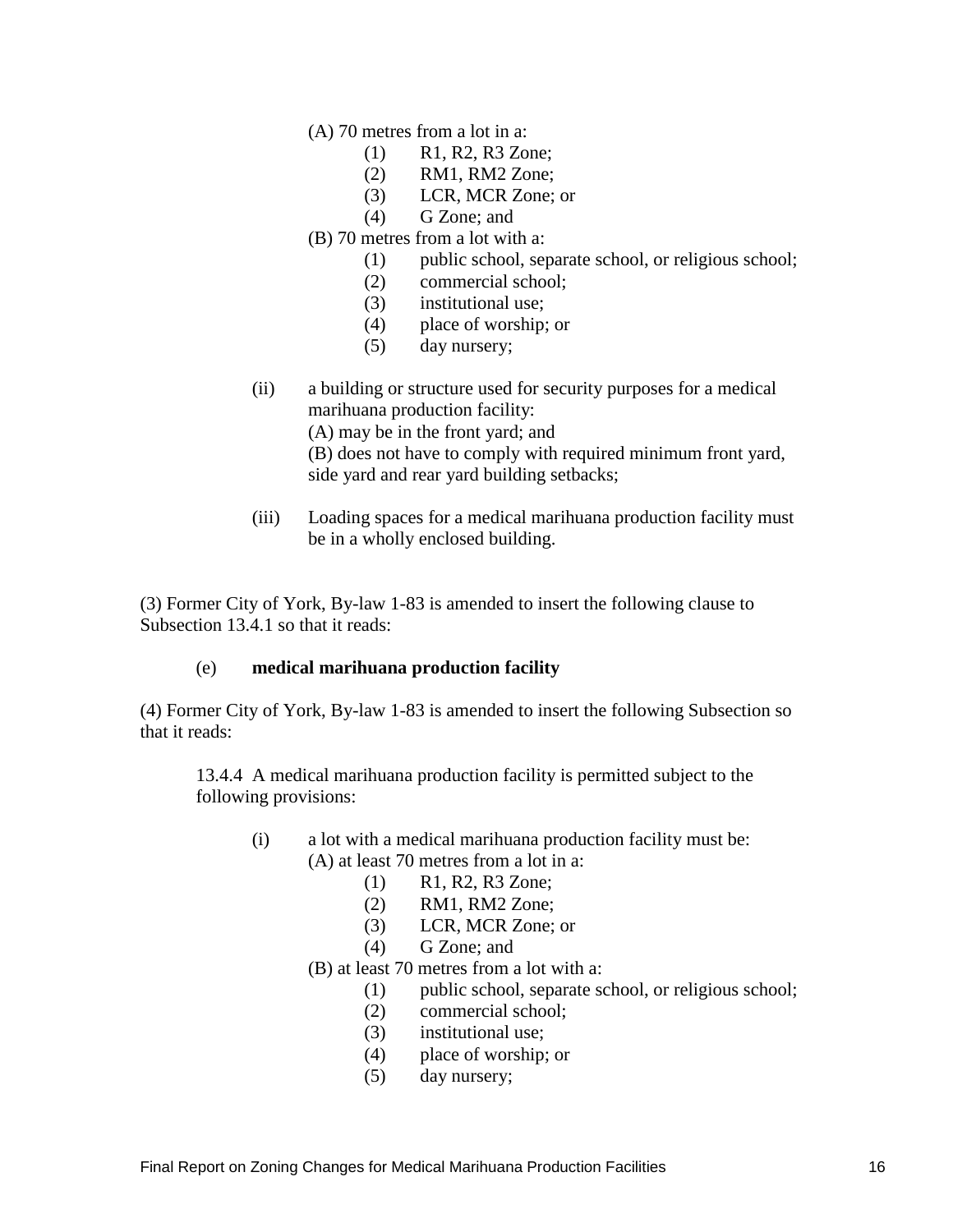(A) 70 metres from a lot in a:
  - (1) R1, R2, R3 Zone;
  - (2) RM1, RM2 Zone;
  - (3) LCR, MCR Zone; or
  - (4) G Zone; and

(B) 70 metres from a lot with a:
  - (1) public school, separate school, or religious school;
  - (2) commercial school;
  - (3) institutional use;
  - (4) place of worship; or
  - (5) day nursery;

(ii) a building or structure used for security purposes for a medical marihuana production facility:
(A) may be in the front yard; and
(B) does not have to comply with required minimum front yard, side yard and rear yard building setbacks;

(iii) Loading spaces for a medical marihuana production facility must be in a wholly enclosed building.

(3) Former City of York, By-law 1-83 is amended to insert the following clause to Subsection 13.4.1 so that it reads:

(e) **medical marihuana production facility**

(4) Former City of York, By-law 1-83 is amended to insert the following Subsection so that it reads:

13.4.4 A medical marihuana production facility is permitted subject to the following provisions:

(i) a lot with a medical marihuana production facility must be:
(A) at least 70 metres from a lot in a:
  - (1) R1, R2, R3 Zone;
  - (2) RM1, RM2 Zone;
  - (3) LCR, MCR Zone; or
  - (4) G Zone; and

(B) at least 70 metres from a lot with a:
  - (1) public school, separate school, or religious school;
  - (2) commercial school;
  - (3) institutional use;
  - (4) place of worship; or
  - (5) day nursery;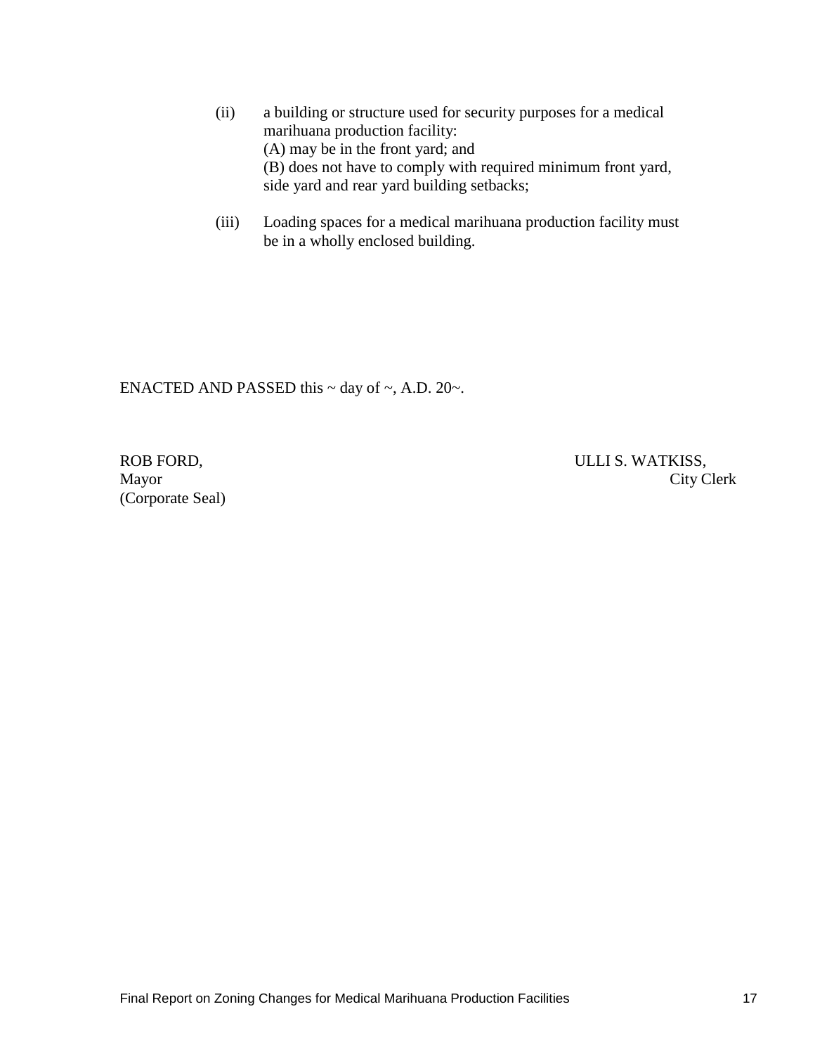(ii) a building or structure used for security purposes for a medical marihuana production facility:
(A) may be in the front yard; and
(B) does not have to comply with required minimum front yard, side yard and rear yard building setbacks;

(iii) Loading spaces for a medical marihuana production facility must be in a wholly enclosed building.

ENACTED AND PASSED this ~ day of ~, A.D. 20~.

ROB FORD,
Mayor
(Corporate Seal)

ULLI S. WATKISS,
City Clerk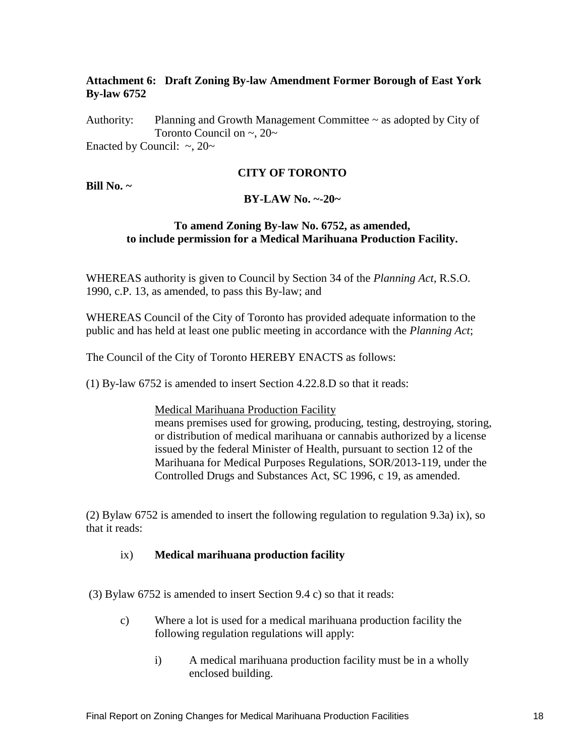**Attachment 6: Draft Zoning By-law Amendment Former Borough of East York By-law 6752**

Authority: Planning and Growth Management Committee ~ as adopted by City of Toronto Council on ~, 20~

Enacted by Council: ~, 20~

**CITY OF TORONTO**

**Bill No. ~**

**BY-LAW No. ~-20~**

**To amend Zoning By-law No. 6752, as amended, to include permission for a Medical Marihuana Production Facility.**

WHEREAS authority is given to Council by Section 34 of the *Planning Act*, R.S.O. 1990, c.P. 13, as amended, to pass this By-law; and

WHEREAS Council of the City of Toronto has provided adequate information to the public and has held at least one public meeting in accordance with the *Planning Act*;

The Council of the City of Toronto HEREBY ENACTS as follows:

(1) By-law 6752 is amended to insert Section 4.22.8.D so that it reads:

> Medical Marihuana Production Facility
> means premises used for growing, producing, testing, destroying, storing, or distribution of medical marihuana or cannabis authorized by a license issued by the federal Minister of Health, pursuant to section 12 of the Marihuana for Medical Purposes Regulations, SOR/2013-119, under the Controlled Drugs and Substances Act, SC 1996, c 19, as amended.

(2) Bylaw 6752 is amended to insert the following regulation to regulation 9.3a) ix), so that it reads:

> ix) **Medical marihuana production facility**

(3) Bylaw 6752 is amended to insert Section 9.4 c) so that it reads:

> c) Where a lot is used for a medical marihuana production facility the following regulation regulations will apply:
>
> > i) A medical marihuana production facility must be in a wholly enclosed building.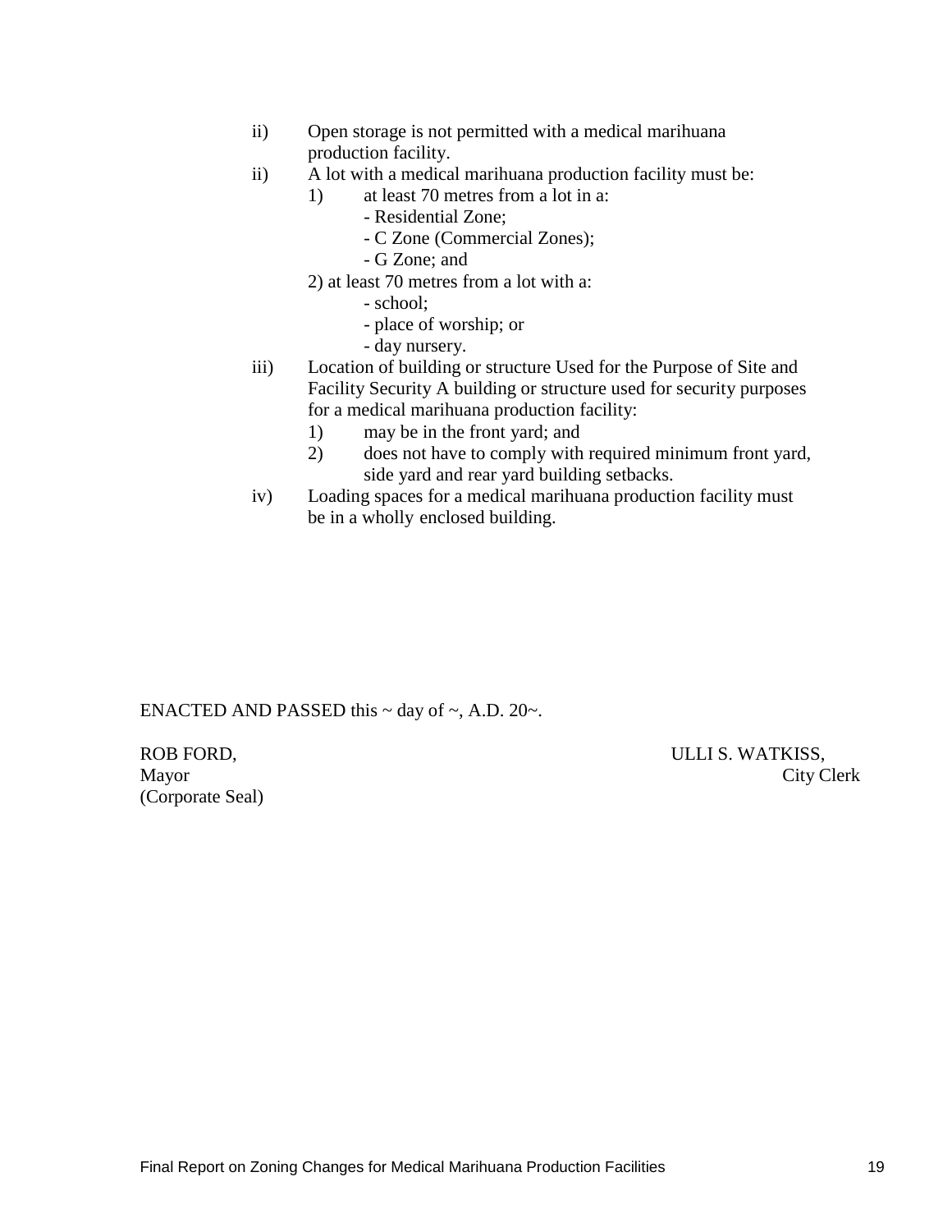ii) Open storage is not permitted with a medical marihuana production facility.

ii) A lot with a medical marihuana production facility must be:

1) at least 70 metres from a lot in a:
   - Residential Zone;
   - C Zone (Commercial Zones);
   - G Zone; and

2) at least 70 metres from a lot with a:
   - school;
   - place of worship; or
   - day nursery.

iii) Location of building or structure Used for the Purpose of Site and Facility Security A building or structure used for security purposes for a medical marihuana production facility:

1) may be in the front yard; and
2) does not have to comply with required minimum front yard, side yard and rear yard building setbacks.

iv) Loading spaces for a medical marihuana production facility must be in a wholly enclosed building.

ENACTED AND PASSED this ~ day of ~, A.D. 20~.

ROB FORD,
Mayor
(Corporate Seal)

ULLI S. WATKISS,
City Clerk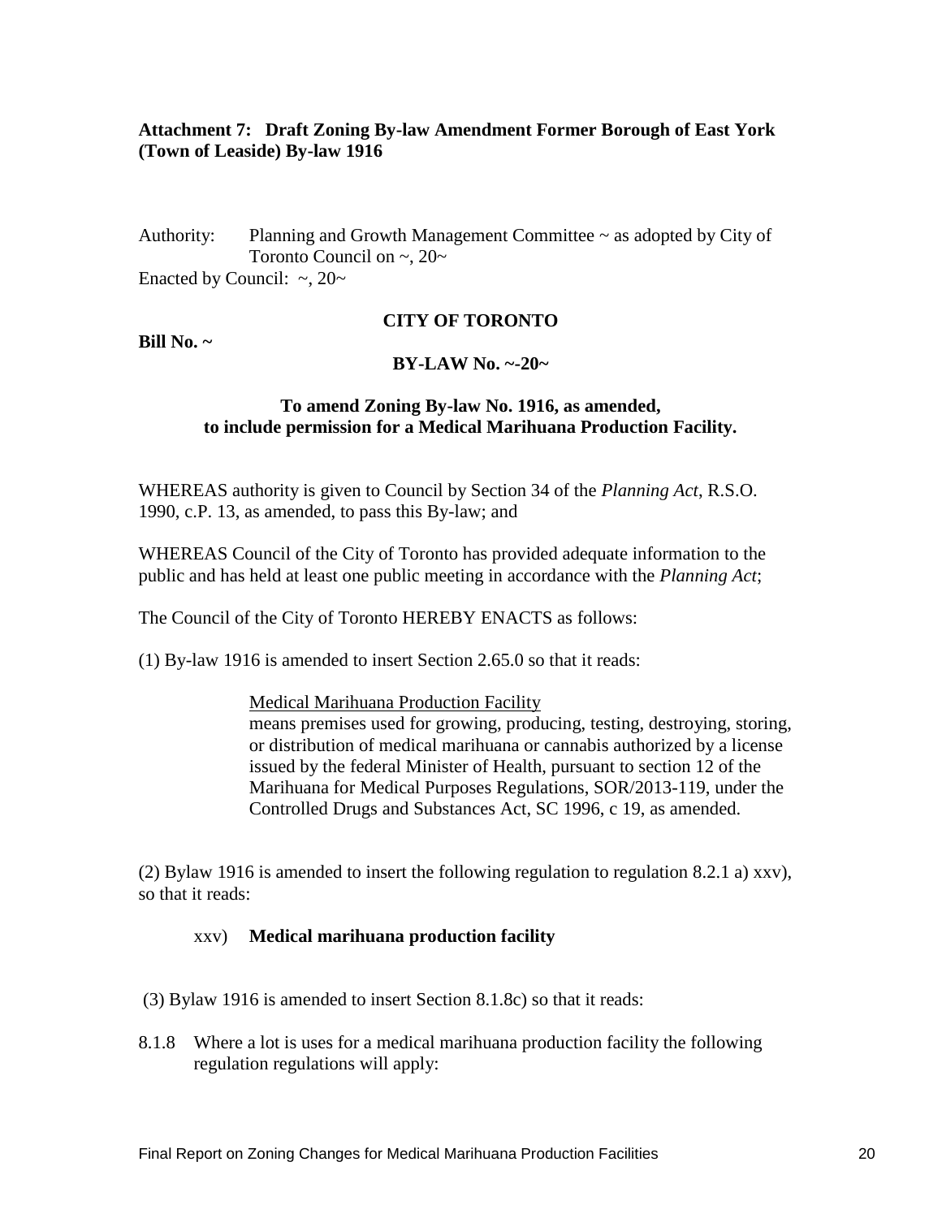**Attachment 7: Draft Zoning By-law Amendment Former Borough of East York (Town of Leaside) By-law 1916**

Authority: Planning and Growth Management Committee ~ as adopted by City of Toronto Council on ~, 20~

Enacted by Council: ~, 20~

**CITY OF TORONTO**

**Bill No. ~**

**BY-LAW No. ~-20~**

**To amend Zoning By-law No. 1916, as amended, to include permission for a Medical Marihuana Production Facility.**

WHEREAS authority is given to Council by Section 34 of the *Planning Act*, R.S.O. 1990, c.P. 13, as amended, to pass this By-law; and

WHEREAS Council of the City of Toronto has provided adequate information to the public and has held at least one public meeting in accordance with the *Planning Act*;

The Council of the City of Toronto HEREBY ENACTS as follows:

(1) By-law 1916 is amended to insert Section 2.65.0 so that it reads:

> <u>Medical Marihuana Production Facility</u>
> means premises used for growing, producing, testing, destroying, storing, or distribution of medical marihuana or cannabis authorized by a license issued by the federal Minister of Health, pursuant to section 12 of the Marihuana for Medical Purposes Regulations, SOR/2013-119, under the Controlled Drugs and Substances Act, SC 1996, c 19, as amended.

(2) Bylaw 1916 is amended to insert the following regulation to regulation 8.2.1 a) xxv), so that it reads:

> xxv) **Medical marihuana production facility**

(3) Bylaw 1916 is amended to insert Section 8.1.8c) so that it reads:

8.1.8 Where a lot is uses for a medical marihuana production facility the following regulation regulations will apply: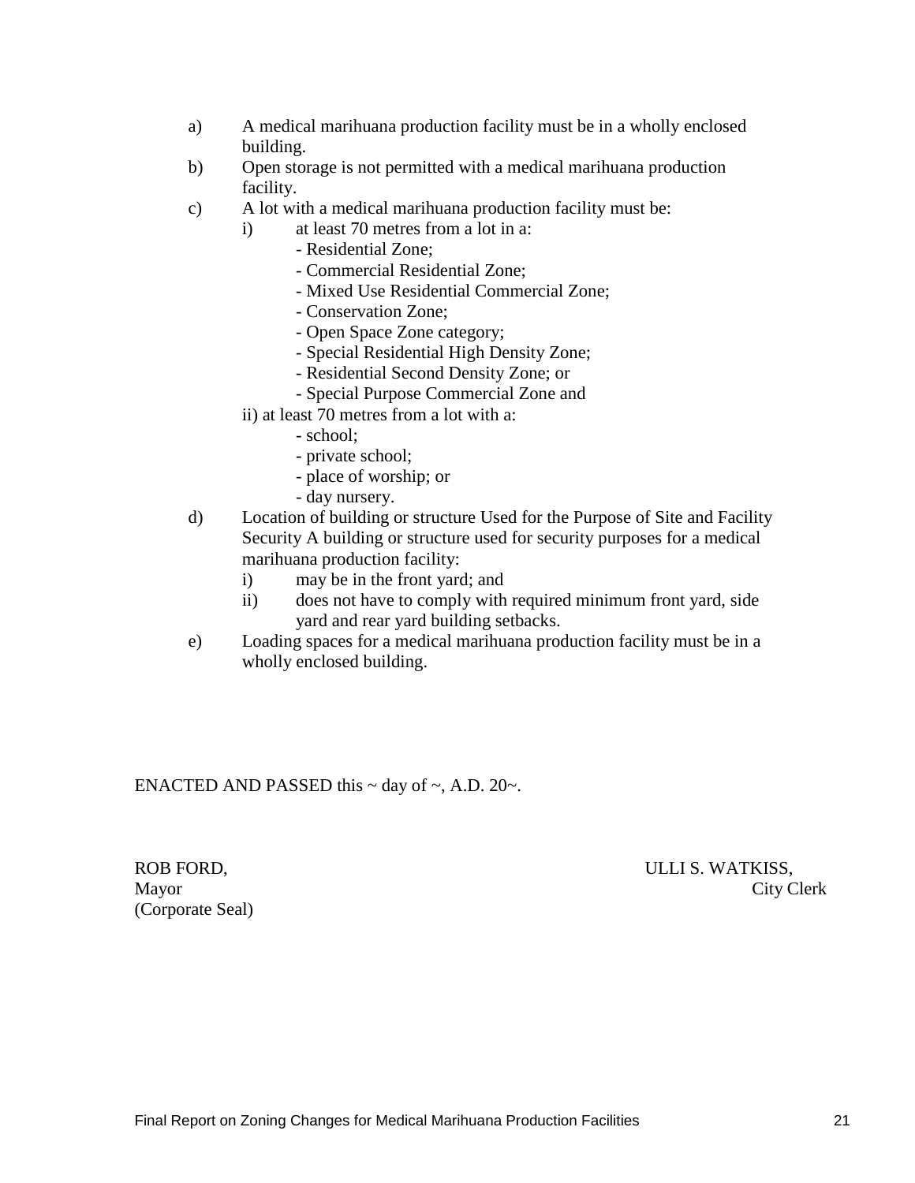a) A medical marihuana production facility must be in a wholly enclosed building.

b) Open storage is not permitted with a medical marihuana production facility.

c) A lot with a medical marihuana production facility must be:

   i) at least 70 metres from a lot in a:
      - Residential Zone;
      - Commercial Residential Zone;
      - Mixed Use Residential Commercial Zone;
      - Conservation Zone;
      - Open Space Zone category;
      - Special Residential High Density Zone;
      - Residential Second Density Zone; or
      - Special Purpose Commercial Zone and

   ii) at least 70 metres from a lot with a:
      - school;
      - private school;
      - place of worship; or
      - day nursery.

d) Location of building or structure Used for the Purpose of Site and Facility Security A building or structure used for security purposes for a medical marihuana production facility:

   i) may be in the front yard; and
   ii) does not have to comply with required minimum front yard, side yard and rear yard building setbacks.

e) Loading spaces for a medical marihuana production facility must be in a wholly enclosed building.

ENACTED AND PASSED this ~ day of ~, A.D. 20~.

ROB FORD,
Mayor
(Corporate Seal)

ULLI S. WATKISS,
City Clerk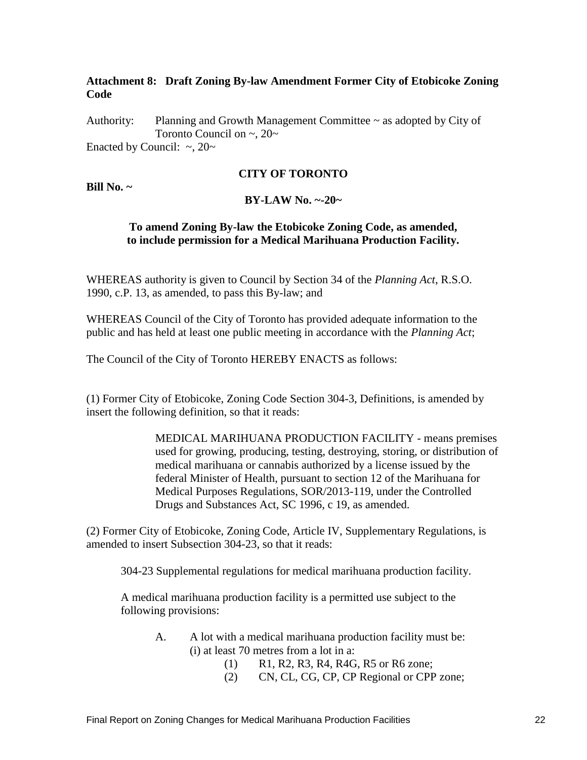**Attachment 8: Draft Zoning By-law Amendment Former City of Etobicoke Zoning Code**

Authority: Planning and Growth Management Committee ~ as adopted by City of Toronto Council on ~, 20~

Enacted by Council: ~, 20~

**CITY OF TORONTO**

**Bill No. ~**

**BY-LAW No. ~-20~**

**To amend Zoning By-law the Etobicoke Zoning Code, as amended, to include permission for a Medical Marihuana Production Facility.**

WHEREAS authority is given to Council by Section 34 of the *Planning Act*, R.S.O. 1990, c.P. 13, as amended, to pass this By-law; and

WHEREAS Council of the City of Toronto has provided adequate information to the public and has held at least one public meeting in accordance with the *Planning Act*;

The Council of the City of Toronto HEREBY ENACTS as follows:

(1) Former City of Etobicoke, Zoning Code Section 304-3, Definitions, is amended by insert the following definition, so that it reads:

> MEDICAL MARIHUANA PRODUCTION FACILITY - means premises used for growing, producing, testing, destroying, storing, or distribution of medical marihuana or cannabis authorized by a license issued by the federal Minister of Health, pursuant to section 12 of the Marihuana for Medical Purposes Regulations, SOR/2013-119, under the Controlled Drugs and Substances Act, SC 1996, c 19, as amended.

(2) Former City of Etobicoke, Zoning Code, Article IV, Supplementary Regulations, is amended to insert Subsection 304-23, so that it reads:

304-23 Supplemental regulations for medical marihuana production facility.

A medical marihuana production facility is a permitted use subject to the following provisions:

A. A lot with a medical marihuana production facility must be:
 (i) at least 70 metres from a lot in a:
 (1) R1, R2, R3, R4, R4G, R5 or R6 zone;
 (2) CN, CL, CG, CP, CP Regional or CPP zone;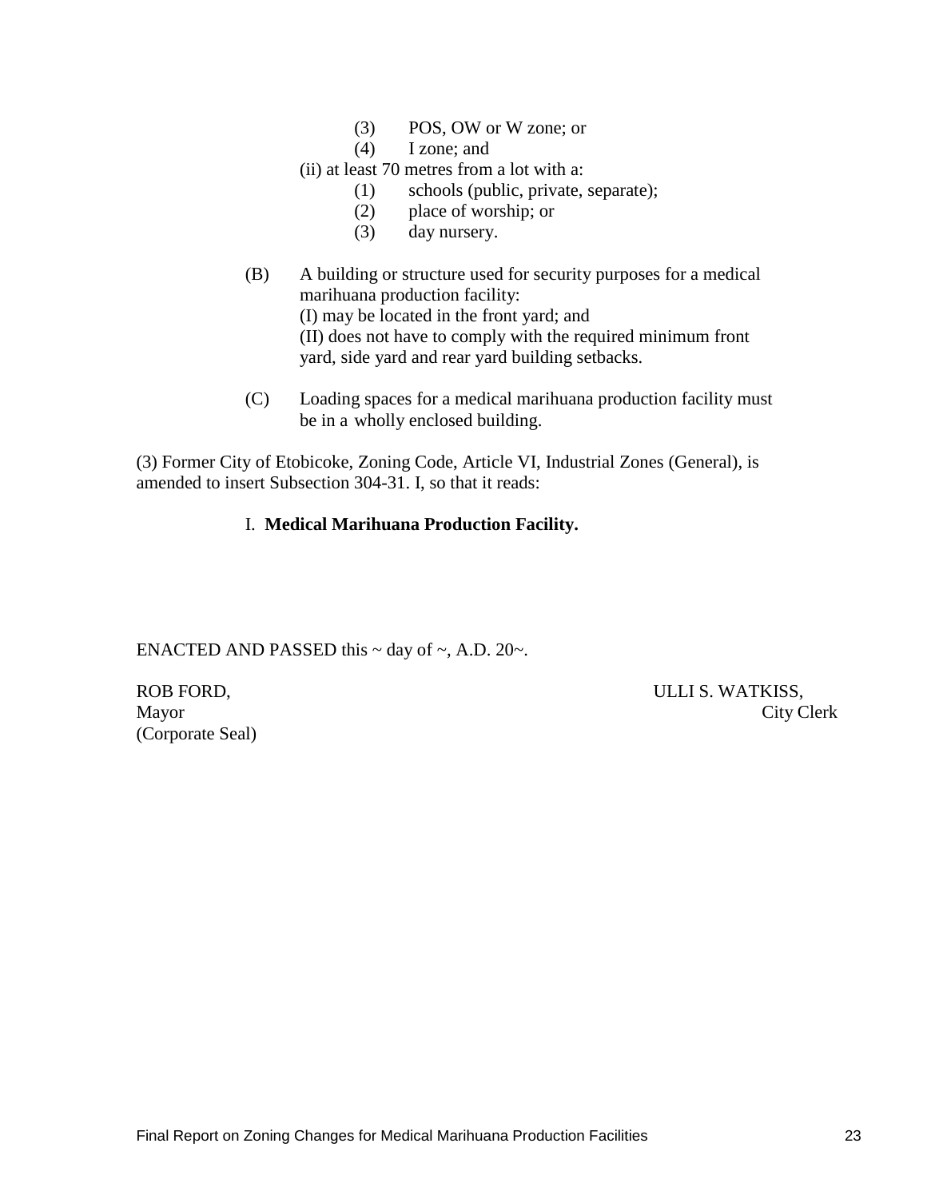(3) POS, OW or W zone; or
(4) I zone; and

(ii) at least 70 metres from a lot with a:
(1) schools (public, private, separate);
(2) place of worship; or
(3) day nursery.

(B) A building or structure used for security purposes for a medical marihuana production facility:
(I) may be located in the front yard; and
(II) does not have to comply with the required minimum front yard, side yard and rear yard building setbacks.

(C) Loading spaces for a medical marihuana production facility must be in a wholly enclosed building.

(3) Former City of Etobicoke, Zoning Code, Article VI, Industrial Zones (General), is amended to insert Subsection 304-31. I, so that it reads:

I. **Medical Marihuana Production Facility.**

ENACTED AND PASSED this ~ day of ~, A.D. 20~.

ROB FORD,
Mayor

ULLI S. WATKISS,
City Clerk

(Corporate Seal)